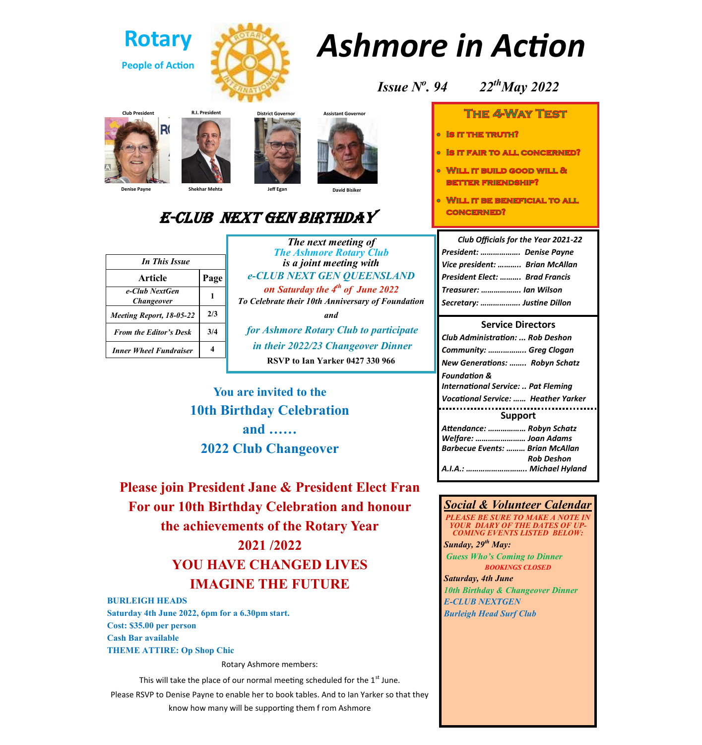# Rotary

People of Action

# Ashmore in Action

***Issue Nº. 94        22th May 2022***

Club President — Denise Payne

R.I. President — Shekhar Mehta

District Governor — Jeff Egan

Assistant Governor — David Bisiker

## E-CLUB NEXT GEN BIRTHDAY

| *In This Issue* | |
|---|---|
| **Article** | **Page** |
| *e-Club NextGen Changeover* | 1 |
| *Meeting Report, 18-05-22* | 2/3 |
| *From the Editor's Desk* | 3/4 |
| *Inner Wheel Fundraiser* | 4 |

***The next meeting of***
***The Ashmore Rotary Club***
***is a joint meeting with***
***e-CLUB NEXT GEN QUEENSLAND***
***on Saturday the 4th of June 2022***
***To Celebrate their 10th Anniversary of Foundation***
***and***
***for Ashmore Rotary Club to participate in their 2022/23 Changeover Dinner***
**RSVP to Ian Yarker 0427 330 966**

**You are invited to the**
**10th Birthday Celebration**
**and ……**
**2022 Club Changeover**

**Please join President Jane & President Elect Fran**
**For our 10th Birthday Celebration and honour**
**the achievements of the Rotary Year**
**2021 /2022**
**YOU HAVE CHANGED LIVES**
**IMAGINE THE FUTURE**

**BURLEIGH HEADS**
**Saturday 4th June 2022, 6pm for a 6.30pm start.**
**Cost: $35.00 per person**
**Cash Bar available**
**THEME ATTIRE: Op Shop Chic**

Rotary Ashmore members:

This will take the place of our normal meeting scheduled for the 1st June.

Please RSVP to Denise Payne to enable her to book tables. And to Ian Yarker so that they know how many will be supporting them f rom Ashmore

## The 4-Way Test

- Is it the truth?
- Is it fair to all concerned?
- Will it build good will & better friendship?
- Will it be beneficial to all concerned?

*Club Officials for the Year 2021-22*

*President: ……………… Denise Payne*
*Vice president: ………. Brian McAllan*
*President Elect: ………. Brad Francis*
*Treasurer: ……………… Ian Wilson*
*Secretary: ……………… Justine Dillon*

**Service Directors**

*Club Administration: … Rob Deshon*
*Community: …………….. Greg Clogan*
*New Generations: …….. Robyn Schatz*
*Foundation &*
*International Service: .. Pat Fleming*
*Vocational Service: …… Heather Yarker*

**Support**

*Attendance: …………….. Robyn Schatz*
*Welfare: ………………….. Joan Adams*
*Barbecue Events: ……… Brian McAllan*
*Rob Deshon*
*A.I.A.: ……………………….. Michael Hyland*

## *Social & Volunteer Calendar*

*PLEASE BE SURE TO MAKE A NOTE IN YOUR DIARY OF THE DATES OF UP-COMING EVENTS LISTED BELOW:*

***Sunday, 29th May:***
*Guess Who's Coming to Dinner*
*BOOKINGS CLOSED*

***Saturday, 4th June***
*10th Birthday & Changeover Dinner*
*E-CLUB NEXTGEN*
*Burleigh Head Surf Club*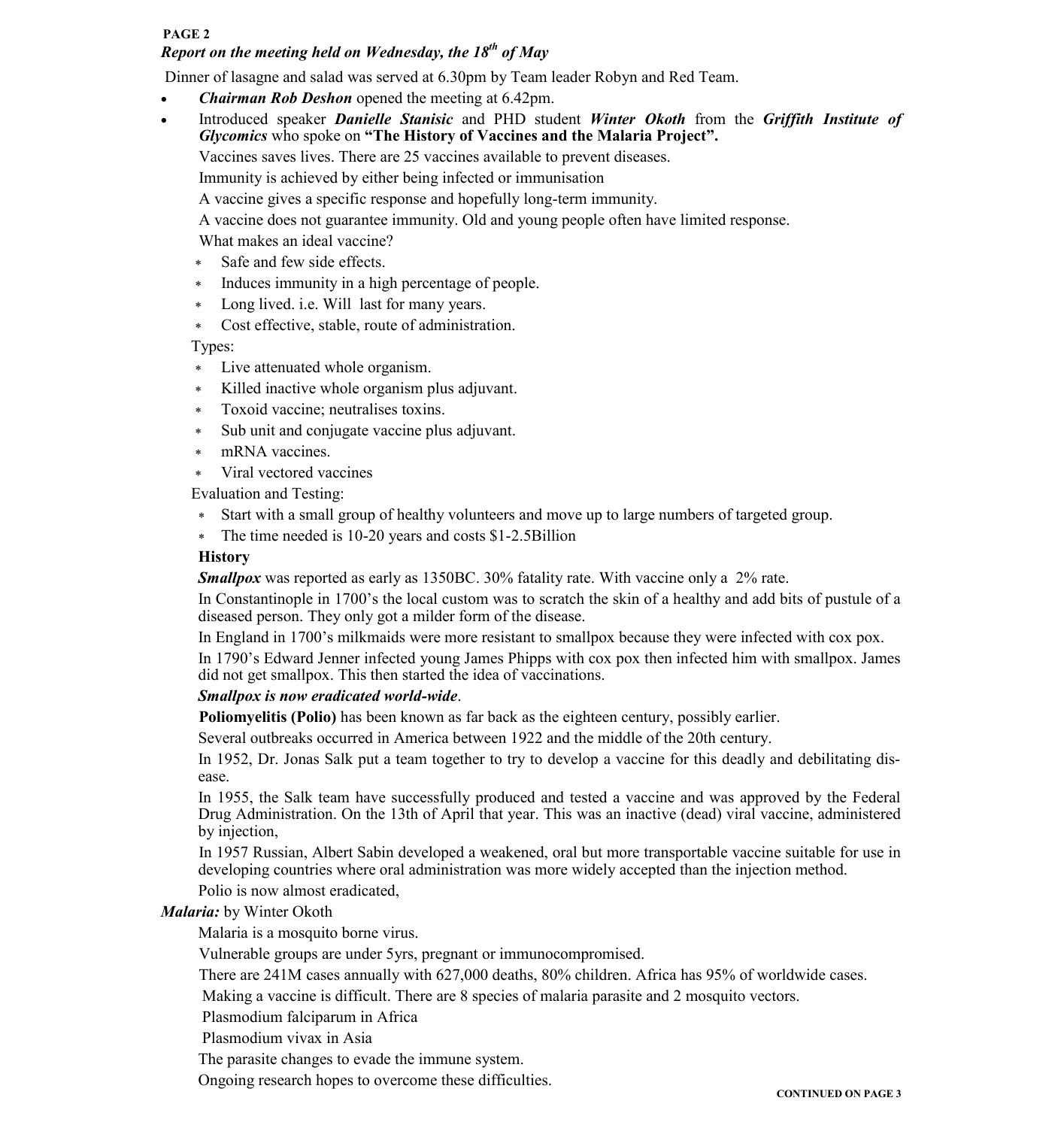**PAGE 2**

***Report on the meeting held on Wednesday, the 18th of May***

Dinner of lasagne and salad was served at 6.30pm by Team leader Robyn and Red Team.

- ***Chairman Rob Deshon*** opened the meeting at 6.42pm.
- Introduced speaker ***Danielle Stanisic*** and PHD student ***Winter Okoth*** from the ***Griffith Institute of Glycomics*** who spoke on **"The History of Vaccines and the Malaria Project".**

Vaccines saves lives. There are 25 vaccines available to prevent diseases.

Immunity is achieved by either being infected or immunisation

A vaccine gives a specific response and hopefully long-term immunity.

A vaccine does not guarantee immunity. Old and young people often have limited response.

What makes an ideal vaccine?

- Safe and few side effects.
- Induces immunity in a high percentage of people.
- Long lived. i.e. Will last for many years.
- Cost effective, stable, route of administration.

Types:

- Live attenuated whole organism.
- Killed inactive whole organism plus adjuvant.
- Toxoid vaccine; neutralises toxins.
- Sub unit and conjugate vaccine plus adjuvant.
- mRNA vaccines.
- Viral vectored vaccines

Evaluation and Testing:

- Start with a small group of healthy volunteers and move up to large numbers of targeted group.
- The time needed is 10-20 years and costs $1-2.5Billion

**History**

***Smallpox*** was reported as early as 1350BC. 30% fatality rate. With vaccine only a 2% rate.

In Constantinople in 1700's the local custom was to scratch the skin of a healthy and add bits of pustule of a diseased person. They only got a milder form of the disease.

In England in 1700's milkmaids were more resistant to smallpox because they were infected with cox pox.

In 1790's Edward Jenner infected young James Phipps with cox pox then infected him with smallpox. James did not get smallpox. This then started the idea of vaccinations.

***Smallpox is now eradicated world-wide***.

**Poliomyelitis (Polio)** has been known as far back as the eighteen century, possibly earlier.

Several outbreaks occurred in America between 1922 and the middle of the 20th century.

In 1952, Dr. Jonas Salk put a team together to try to develop a vaccine for this deadly and debilitating disease.

In 1955, the Salk team have successfully produced and tested a vaccine and was approved by the Federal Drug Administration. On the 13th of April that year. This was an inactive (dead) viral vaccine, administered by injection,

In 1957 Russian, Albert Sabin developed a weakened, oral but more transportable vaccine suitable for use in developing countries where oral administration was more widely accepted than the injection method.

Polio is now almost eradicated,

***Malaria:*** by Winter Okoth

Malaria is a mosquito borne virus.

Vulnerable groups are under 5yrs, pregnant or immunocompromised.

There are 241M cases annually with 627,000 deaths, 80% children. Africa has 95% of worldwide cases.

Making a vaccine is difficult. There are 8 species of malaria parasite and 2 mosquito vectors.

Plasmodium falciparum in Africa

Plasmodium vivax in Asia

The parasite changes to evade the immune system.

Ongoing research hopes to overcome these difficulties.

**CONTINUED ON PAGE 3**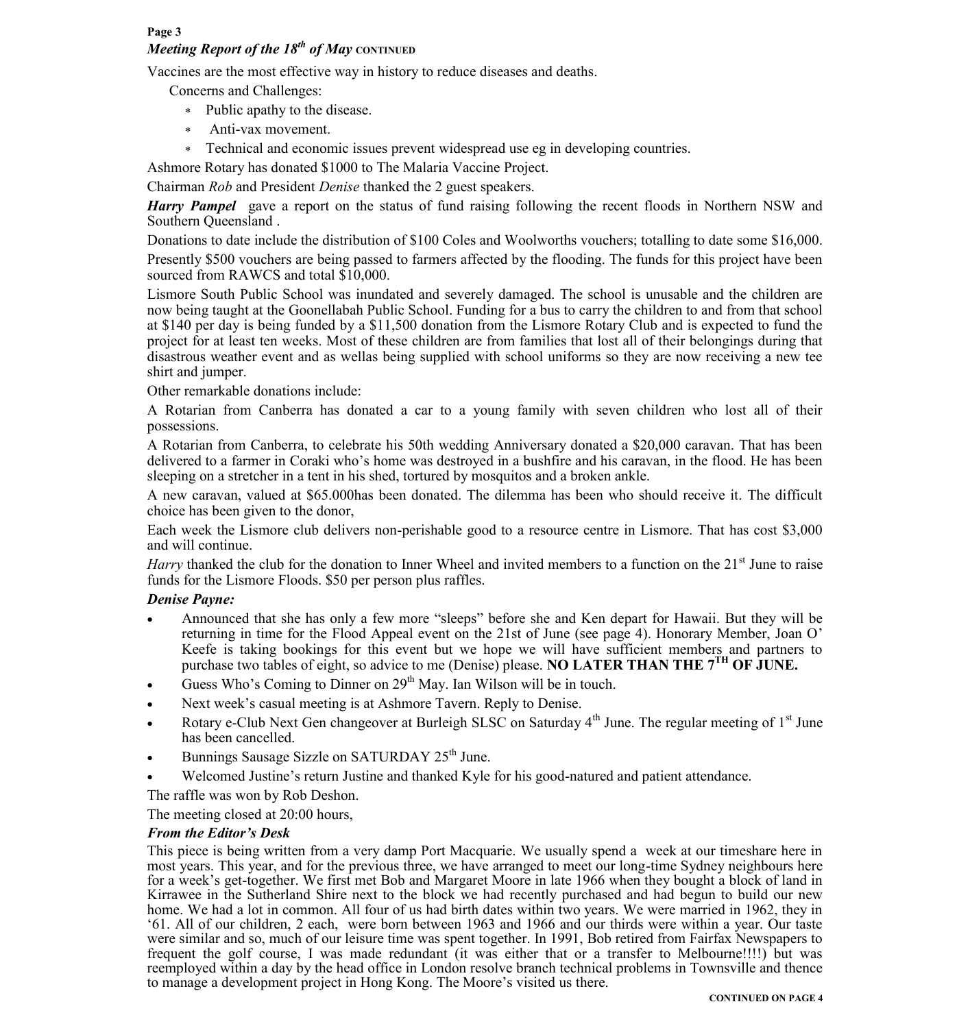### *Meeting Report of the 18th of May* CONTINUED

Vaccines are the most effective way in history to reduce diseases and deaths.

Concerns and Challenges:

- Public apathy to the disease.
- Anti-vax movement.
- Technical and economic issues prevent widespread use eg in developing countries.

Ashmore Rotary has donated $1000 to The Malaria Vaccine Project.

Chairman *Rob* and President *Denise* thanked the 2 guest speakers.

***Harry Pampel*** gave a report on the status of fund raising following the recent floods in Northern NSW and Southern Queensland .

Donations to date include the distribution of $100 Coles and Woolworths vouchers; totalling to date some $16,000.

Presently $500 vouchers are being passed to farmers affected by the flooding. The funds for this project have been sourced from RAWCS and total $10,000.

Lismore South Public School was inundated and severely damaged. The school is unusable and the children are now being taught at the Goonellabah Public School. Funding for a bus to carry the children to and from that school at $140 per day is being funded by a $11,500 donation from the Lismore Rotary Club and is expected to fund the project for at least ten weeks. Most of these children are from families that lost all of their belongings during that disastrous weather event and as wellas being supplied with school uniforms so they are now receiving a new tee shirt and jumper.

Other remarkable donations include:

A Rotarian from Canberra has donated a car to a young family with seven children who lost all of their possessions.

A Rotarian from Canberra, to celebrate his 50th wedding Anniversary donated a $20,000 caravan. That has been delivered to a farmer in Coraki who's home was destroyed in a bushfire and his caravan, in the flood. He has been sleeping on a stretcher in a tent in his shed, tortured by mosquitos and a broken ankle.

A new caravan, valued at $65.000has been donated. The dilemma has been who should receive it. The difficult choice has been given to the donor,

Each week the Lismore club delivers non-perishable good to a resource centre in Lismore. That has cost $3,000 and will continue.

*Harry* thanked the club for the donation to Inner Wheel and invited members to a function on the 21st June to raise funds for the Lismore Floods. $50 per person plus raffles.

***Denise Payne:***

- Announced that she has only a few more "sleeps" before she and Ken depart for Hawaii. But they will be returning in time for the Flood Appeal event on the 21st of June (see page 4). Honorary Member, Joan O' Keefe is taking bookings for this event but we hope we will have sufficient members and partners to purchase two tables of eight, so advice to me (Denise) please. **NO LATER THAN THE 7TH OF JUNE.**
- Guess Who's Coming to Dinner on 29th May. Ian Wilson will be in touch.
- Next week's casual meeting is at Ashmore Tavern. Reply to Denise.
- Rotary e-Club Next Gen changeover at Burleigh SLSC on Saturday 4th June. The regular meeting of 1st June has been cancelled.
- Bunnings Sausage Sizzle on SATURDAY 25th June.
- Welcomed Justine's return Justine and thanked Kyle for his good-natured and patient attendance.

The raffle was won by Rob Deshon.

The meeting closed at 20:00 hours,

### *From the Editor's Desk*

This piece is being written from a very damp Port Macquarie. We usually spend a week at our timeshare here in most years. This year, and for the previous three, we have arranged to meet our long-time Sydney neighbours here for a week's get-together. We first met Bob and Margaret Moore in late 1966 when they bought a block of land in Kirrawee in the Sutherland Shire next to the block we had recently purchased and had begun to build our new home. We had a lot in common. All four of us had birth dates within two years. We were married in 1962, they in '61. All of our children, 2 each, were born between 1963 and 1966 and our thirds were within a year. Our taste were similar and so, much of our leisure time was spent together. In 1991, Bob retired from Fairfax Newspapers to frequent the golf course, I was made redundant (it was either that or a transfer to Melbourne!!!!) but was reemployed within a day by the head office in London resolve branch technical problems in Townsville and thence to manage a development project in Hong Kong. The Moore's visited us there.

CONTINUED ON PAGE 4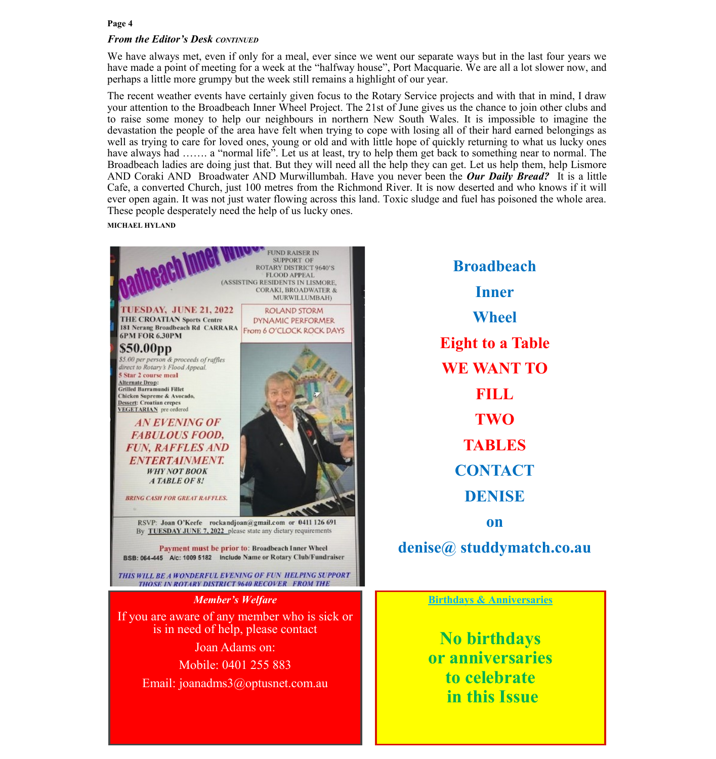*From the Editor's Desk* CONTINUED

We have always met, even if only for a meal, ever since we went our separate ways but in the last four years we have made a point of meeting for a week at the "halfway house", Port Macquarie. We are all a lot slower now, and perhaps a little more grumpy but the week still remains a highlight of our year.

The recent weather events have certainly given focus to the Rotary Service projects and with that in mind, I draw your attention to the Broadbeach Inner Wheel Project. The 21st of June gives us the chance to join other clubs and to raise some money to help our neighbours in northern New South Wales. It is impossible to imagine the devastation the people of the area have felt when trying to cope with losing all of their hard earned belongings as well as trying to care for loved ones, young or old and with little hope of quickly returning to what us lucky ones have always had ……. a "normal life". Let us at least, try to help them get back to something near to normal. The Broadbeach ladies are doing just that. But they will need all the help they can get. Let us help them, help Lismore AND Coraki AND Broadwater AND Murwillumbah. Have you never been the ***Our Daily Bread?*** It is a little Cafe, a converted Church, just 100 metres from the Richmond River. It is now deserted and who knows if it will ever open again. It was not just water flowing across this land. Toxic sludge and fuel has poisoned the whole area. These people desperately need the help of us lucky ones.

**MICHAEL HYLAND**

oadbeach Inner Whee

FUND RAISER IN SUPPORT OF ROTARY DISTRICT 9640'S FLOOD APPEAL (ASSISTING RESIDENTS IN LISMORE, CORAKI, BROADWATER & MURWILLUMBAH)

**TUESDAY, JUNE 21, 2022**
**THE CROATIAN Sports Centre**
**181 Nerang Broadbeach Rd CARRARA**
**6PM FOR 6.30PM**

ROLAND STORM
DYNAMIC PERFORMER
From 6 O'CLOCK ROCK DAYS

**$50.00pp**

*$5.00 per person & proceeds of raffles direct to Rotary's Flood Appeal.*

**5 Star 2 course meal**

**Alternate Drop:**
**Grilled Barramundi Fillet**
**Chicken Supreme & Avocado,**
**Dessert: Croatian crepes**
**VEGETARIAN** pre ordered

***AN EVENING OF FABULOUS FOOD, FUN, RAFFLES AND ENTERTAINMENT.***

***WHY NOT BOOK A TABLE OF 8!***

***BRING CASH FOR GREAT RAFFLES.***

RSVP: **Joan O'Keefe rockandjoan@gmail.com or 0411 126 691**
By **TUESDAY JUNE 7, 2022** please state any dietary requirements

**Payment must be prior to: Broadbeach Inner Wheel**
**BSB: 064-445 A/c: 1009 5182 Include Name or Rotary Club/Fundraiser**

***THIS WILL BE A WONDERFUL EVENING OF FUN HELPING SUPPORT THOSE IN ROTARY DISTRICT 9640 RECOVER FROM THE***

**Broadbeach**

**Inner**

**Wheel**

**Eight to a Table**

**WE WANT TO FILL TWO TABLES**

**CONTACT DENISE on**

**denise@ studdymatch.co.au**

***Member's Welfare***

If you are aware of any member who is sick or is in need of help, please contact

Joan Adams on:

Mobile: 0401 255 883

Email: joanadms3@optusnet.com.au

**Birthdays & Anniversaries**

**No birthdays or anniversaries to celebrate in this Issue**